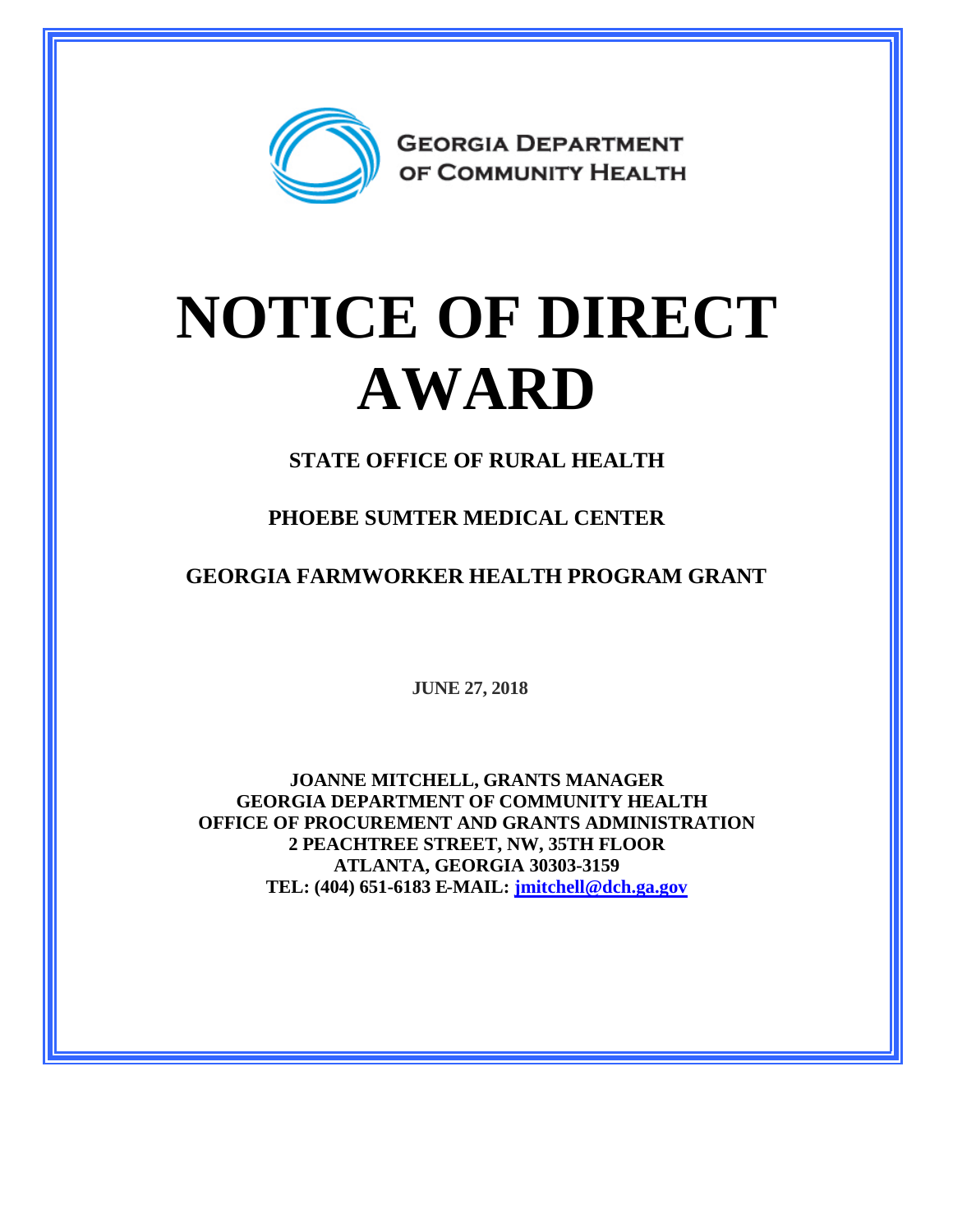GEORGIA DEPARTMENT OF COMMUNITY HEALTH

# NOTICE OF DIRECT AWARD

**STATE OFFICE OF RURAL HEALTH**

**PHOEBE SUMTER MEDICAL CENTER**

**GEORGIA FARMWORKER HEALTH PROGRAM GRANT**

**JUNE 27, 2018**

**JOANNE MITCHELL, GRANTS MANAGER**
**GEORGIA DEPARTMENT OF COMMUNITY HEALTH**
**OFFICE OF PROCUREMENT AND GRANTS ADMINISTRATION**
**2 PEACHTREE STREET, NW, 35TH FLOOR**
**ATLANTA, GEORGIA 30303-3159**
**TEL: (404) 651-6183 E-MAIL: jmitchell@dch.ga.gov**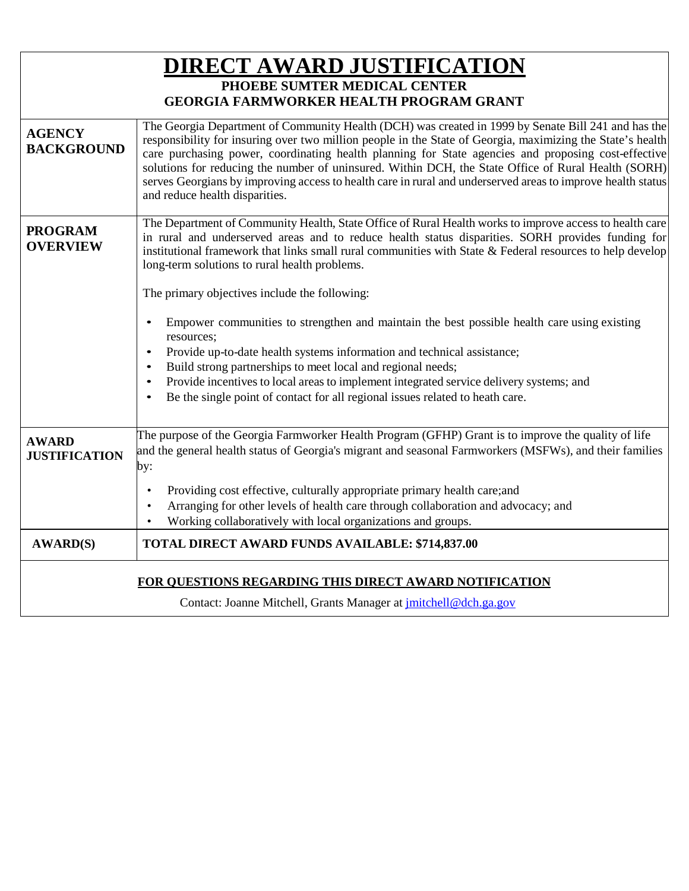# DIRECT AWARD JUSTIFICATION

**PHOEBE SUMTER MEDICAL CENTER**
**GEORGIA FARMWORKER HEALTH PROGRAM GRANT**

| | |
|---|---|
| **AGENCY BACKGROUND** | The Georgia Department of Community Health (DCH) was created in 1999 by Senate Bill 241 and has the responsibility for insuring over two million people in the State of Georgia, maximizing the State's health care purchasing power, coordinating health planning for State agencies and proposing cost-effective solutions for reducing the number of uninsured. Within DCH, the State Office of Rural Health (SORH) serves Georgians by improving access to health care in rural and underserved areas to improve health status and reduce health disparities. |
| **PROGRAM OVERVIEW** | The Department of Community Health, State Office of Rural Health works to improve access to health care in rural and underserved areas and to reduce health status disparities. SORH provides funding for institutional framework that links small rural communities with State & Federal resources to help develop long-term solutions to rural health problems.<br><br>The primary objectives include the following:<br><br>• Empower communities to strengthen and maintain the best possible health care using existing resources;<br>• Provide up-to-date health systems information and technical assistance;<br>• Build strong partnerships to meet local and regional needs;<br>• Provide incentives to local areas to implement integrated service delivery systems; and<br>• Be the single point of contact for all regional issues related to heath care. |
| **AWARD JUSTIFICATION** | The purpose of the Georgia Farmworker Health Program (GFHP) Grant is to improve the quality of life and the general health status of Georgia's migrant and seasonal Farmworkers (MSFWs), and their families by:<br><br>• Providing cost effective, culturally appropriate primary health care;and<br>• Arranging for other levels of health care through collaboration and advocacy; and<br>• Working collaboratively with local organizations and groups. |
| **AWARD(S)** | **TOTAL DIRECT AWARD FUNDS AVAILABLE: $714,837.00** |

**FOR QUESTIONS REGARDING THIS DIRECT AWARD NOTIFICATION**

Contact: Joanne Mitchell, Grants Manager at jmitchell@dch.ga.gov